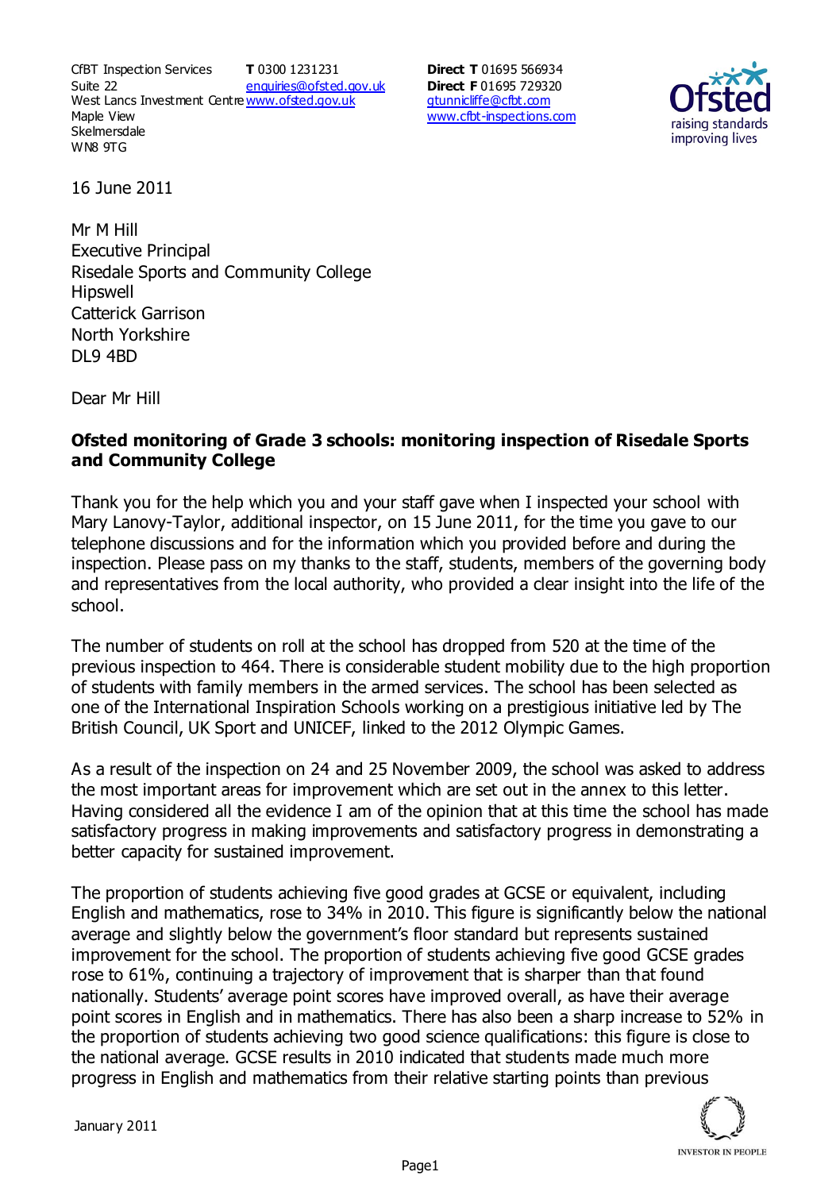CfBT Inspection Services
Suite 22
West Lancs Investment Centre
Maple View
Skelmersdale
WN8 9TG

**T** 0300 1231231
enquiries@ofsted.gov.uk
www.ofsted.gov.uk

**Direct T** 01695 566934
**Direct F** 01695 729320
gtunnicliffe@cfbt.com
www.cfbt-inspections.com

16 June 2011

Mr M Hill
Executive Principal
Risedale Sports and Community College
Hipswell
Catterick Garrison
North Yorkshire
DL9 4BD

Dear Mr Hill

**Ofsted monitoring of Grade 3 schools: monitoring inspection of Risedale Sports and Community College**

Thank you for the help which you and your staff gave when I inspected your school with Mary Lanovy-Taylor, additional inspector, on 15 June 2011, for the time you gave to our telephone discussions and for the information which you provided before and during the inspection. Please pass on my thanks to the staff, students, members of the governing body and representatives from the local authority, who provided a clear insight into the life of the school.

The number of students on roll at the school has dropped from 520 at the time of the previous inspection to 464. There is considerable student mobility due to the high proportion of students with family members in the armed services. The school has been selected as one of the International Inspiration Schools working on a prestigious initiative led by The British Council, UK Sport and UNICEF, linked to the 2012 Olympic Games.

As a result of the inspection on 24 and 25 November 2009, the school was asked to address the most important areas for improvement which are set out in the annex to this letter. Having considered all the evidence I am of the opinion that at this time the school has made satisfactory progress in making improvements and satisfactory progress in demonstrating a better capacity for sustained improvement.

The proportion of students achieving five good grades at GCSE or equivalent, including English and mathematics, rose to 34% in 2010. This figure is significantly below the national average and slightly below the government's floor standard but represents sustained improvement for the school. The proportion of students achieving five good GCSE grades rose to 61%, continuing a trajectory of improvement that is sharper than that found nationally. Students' average point scores have improved overall, as have their average point scores in English and in mathematics. There has also been a sharp increase to 52% in the proportion of students achieving two good science qualifications: this figure is close to the national average. GCSE results in 2010 indicated that students made much more progress in English and mathematics from their relative starting points than previous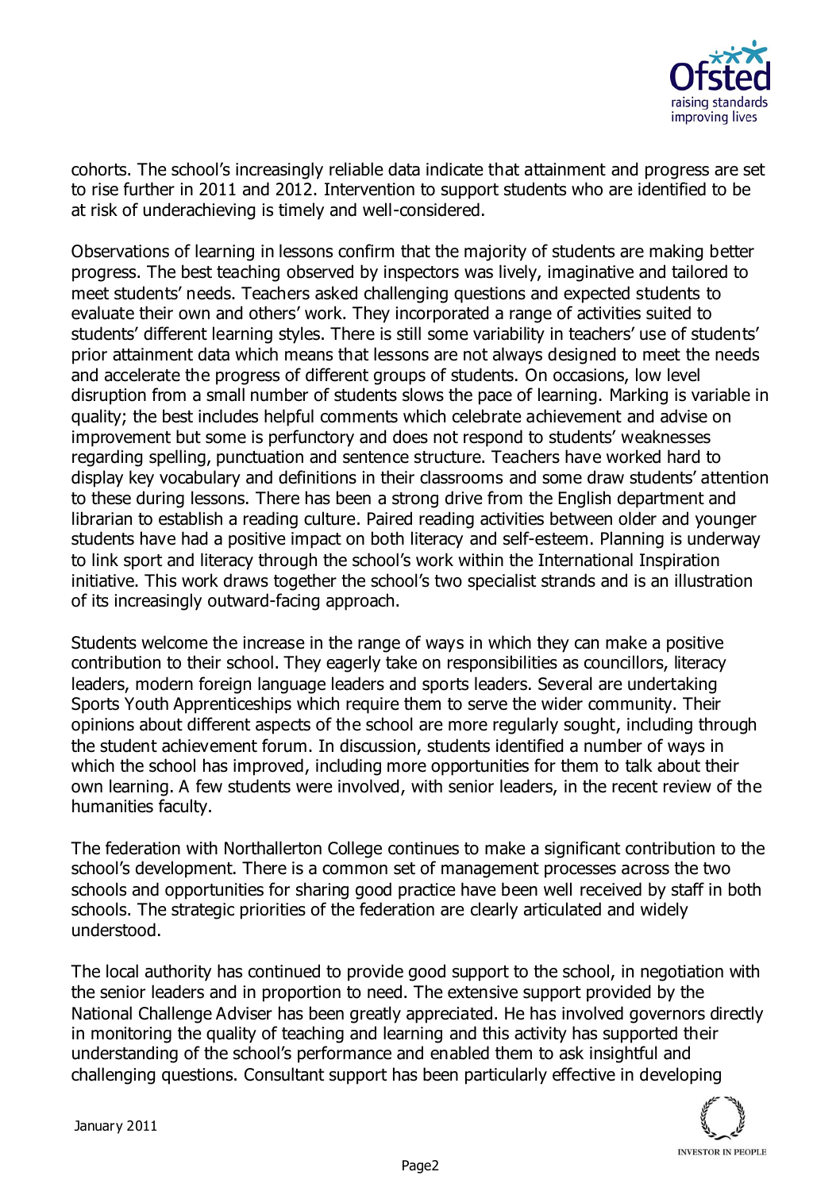cohorts. The school's increasingly reliable data indicate that attainment and progress are set to rise further in 2011 and 2012. Intervention to support students who are identified to be at risk of underachieving is timely and well-considered.

Observations of learning in lessons confirm that the majority of students are making better progress. The best teaching observed by inspectors was lively, imaginative and tailored to meet students' needs. Teachers asked challenging questions and expected students to evaluate their own and others' work. They incorporated a range of activities suited to students' different learning styles. There is still some variability in teachers' use of students' prior attainment data which means that lessons are not always designed to meet the needs and accelerate the progress of different groups of students. On occasions, low level disruption from a small number of students slows the pace of learning. Marking is variable in quality; the best includes helpful comments which celebrate achievement and advise on improvement but some is perfunctory and does not respond to students' weaknesses regarding spelling, punctuation and sentence structure. Teachers have worked hard to display key vocabulary and definitions in their classrooms and some draw students' attention to these during lessons. There has been a strong drive from the English department and librarian to establish a reading culture. Paired reading activities between older and younger students have had a positive impact on both literacy and self-esteem. Planning is underway to link sport and literacy through the school's work within the International Inspiration initiative. This work draws together the school's two specialist strands and is an illustration of its increasingly outward-facing approach.

Students welcome the increase in the range of ways in which they can make a positive contribution to their school. They eagerly take on responsibilities as councillors, literacy leaders, modern foreign language leaders and sports leaders. Several are undertaking Sports Youth Apprenticeships which require them to serve the wider community. Their opinions about different aspects of the school are more regularly sought, including through the student achievement forum. In discussion, students identified a number of ways in which the school has improved, including more opportunities for them to talk about their own learning. A few students were involved, with senior leaders, in the recent review of the humanities faculty.

The federation with Northallerton College continues to make a significant contribution to the school's development. There is a common set of management processes across the two schools and opportunities for sharing good practice have been well received by staff in both schools. The strategic priorities of the federation are clearly articulated and widely understood.

The local authority has continued to provide good support to the school, in negotiation with the senior leaders and in proportion to need. The extensive support provided by the National Challenge Adviser has been greatly appreciated. He has involved governors directly in monitoring the quality of teaching and learning and this activity has supported their understanding of the school's performance and enabled them to ask insightful and challenging questions. Consultant support has been particularly effective in developing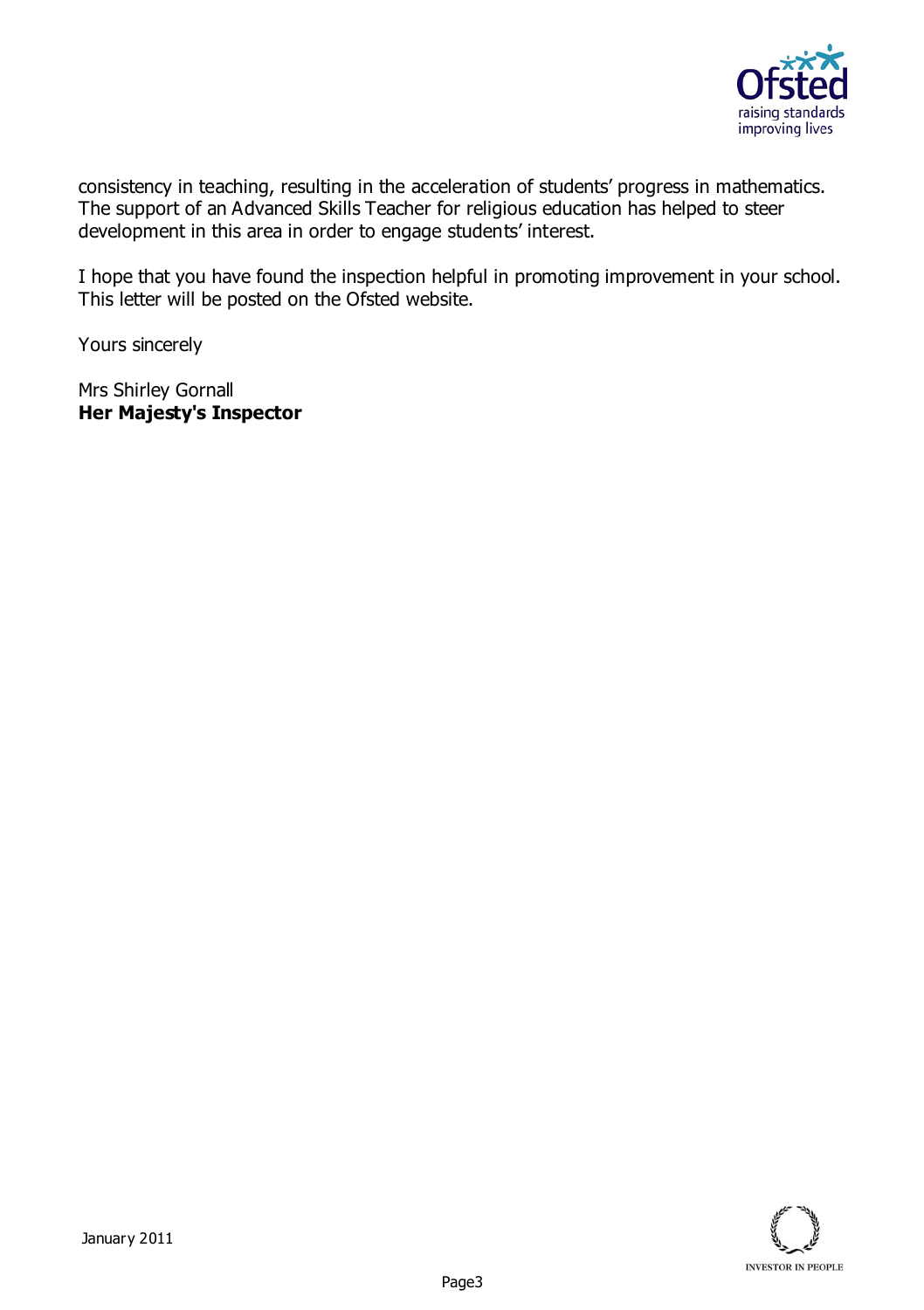consistency in teaching, resulting in the acceleration of students' progress in mathematics. The support of an Advanced Skills Teacher for religious education has helped to steer development in this area in order to engage students' interest.

I hope that you have found the inspection helpful in promoting improvement in your school. This letter will be posted on the Ofsted website.

Yours sincerely

Mrs Shirley Gornall
**Her Majesty's Inspector**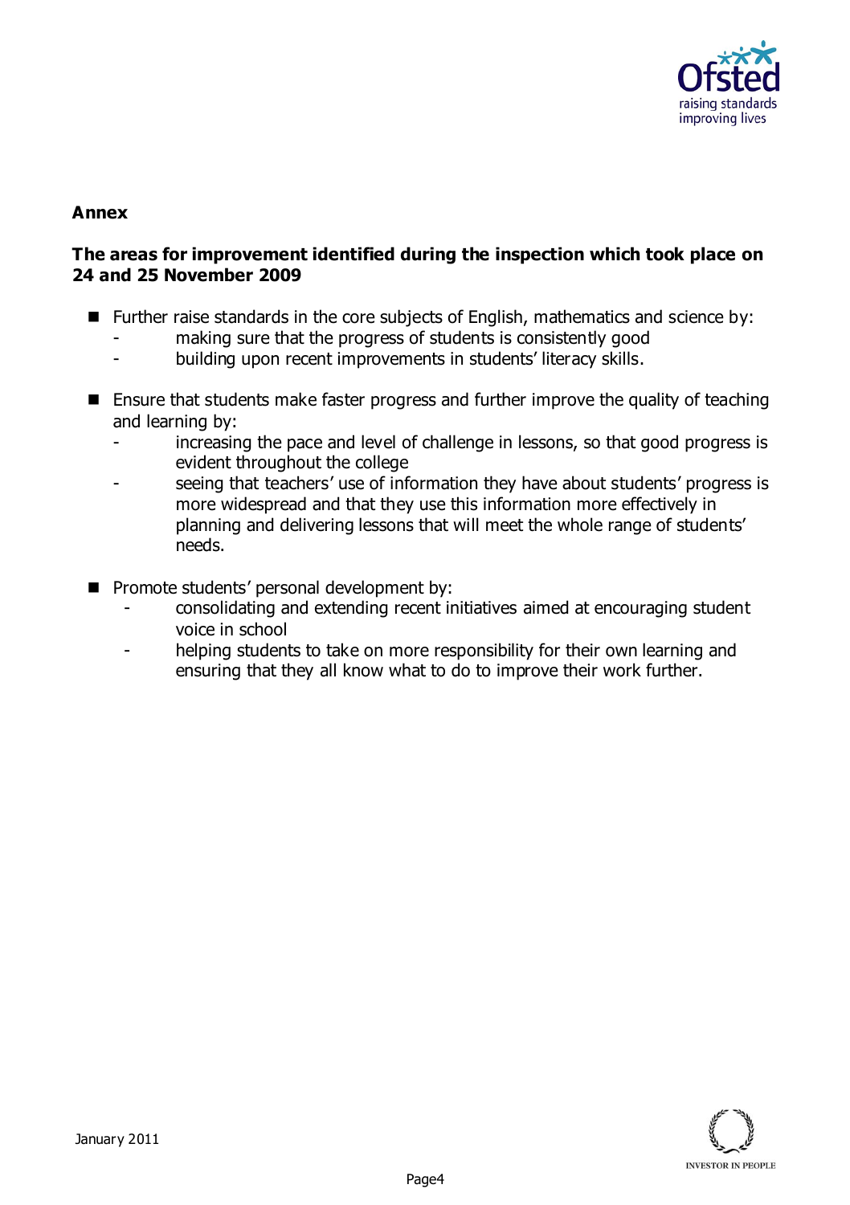**Annex**

**The areas for improvement identified during the inspection which took place on 24 and 25 November 2009**

- Further raise standards in the core subjects of English, mathematics and science by:
  - making sure that the progress of students is consistently good
  - building upon recent improvements in students' literacy skills.
- Ensure that students make faster progress and further improve the quality of teaching and learning by:
  - increasing the pace and level of challenge in lessons, so that good progress is evident throughout the college
  - seeing that teachers' use of information they have about students' progress is more widespread and that they use this information more effectively in planning and delivering lessons that will meet the whole range of students' needs.
- Promote students' personal development by:
  - consolidating and extending recent initiatives aimed at encouraging student voice in school
  - helping students to take on more responsibility for their own learning and ensuring that they all know what to do to improve their work further.